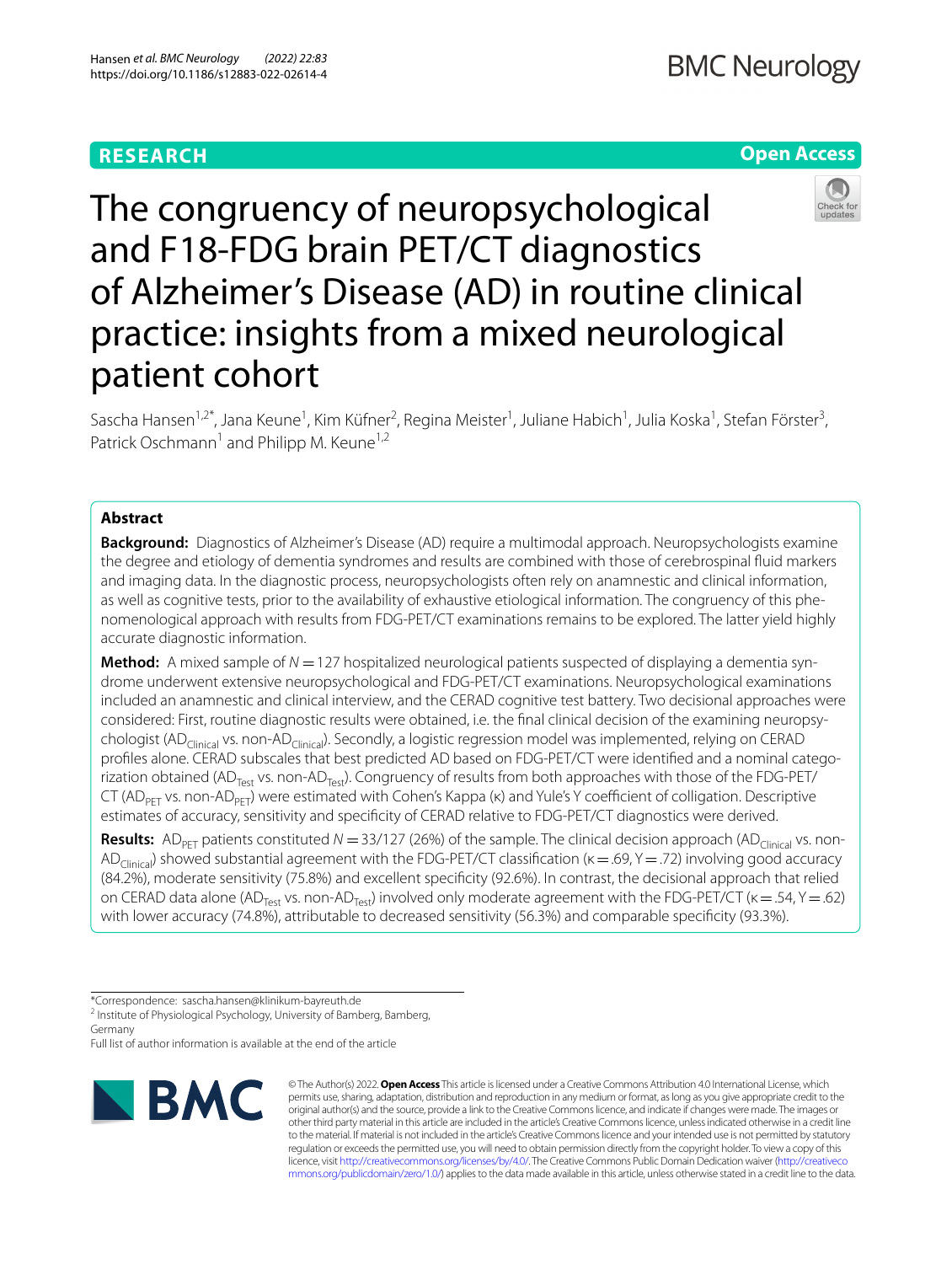RESEARCH

Open Access

# The congruency of neuropsychological and F18-FDG brain PET/CT diagnostics of Alzheimer's Disease (AD) in routine clinical practice: insights from a mixed neurological patient cohort

Sascha Hansen[1,2*], Jana Keune[1], Kim Küfner[2], Regina Meister[1], Juliane Habich[1], Julia Koska[1], Stefan Förster[3], Patrick Oschmann[1] and Philipp M. Keune[1,2]

## Abstract

**Background:** Diagnostics of Alzheimer's Disease (AD) require a multimodal approach. Neuropsychologists examine the degree and etiology of dementia syndromes and results are combined with those of cerebrospinal fluid markers and imaging data. In the diagnostic process, neuropsychologists often rely on anamnestic and clinical information, as well as cognitive tests, prior to the availability of exhaustive etiological information. The congruency of this phenomenological approach with results from FDG-PET/CT examinations remains to be explored. The latter yield highly accurate diagnostic information.

**Method:** A mixed sample of $N = 127$ hospitalized neurological patients suspected of displaying a dementia syndrome underwent extensive neuropsychological and FDG-PET/CT examinations. Neuropsychological examinations included an anamnestic and clinical interview, and the CERAD cognitive test battery. Two decisional approaches were considered: First, routine diagnostic results were obtained, i.e. the final clinical decision of the examining neuropsychologist ($AD_{Clinical}$ vs. non-$AD_{Clinical}$). Secondly, a logistic regression model was implemented, relying on CERAD profiles alone. CERAD subscales that best predicted AD based on FDG-PET/CT were identified and a nominal categorization obtained ($AD_{Test}$ vs. non-$AD_{Test}$). Congruency of results from both approaches with those of the FDG-PET/CT ($AD_{PET}$ vs. non-$AD_{PET}$) were estimated with Cohen's Kappa (κ) and Yule's Y coefficient of colligation. Descriptive estimates of accuracy, sensitivity and specificity of CERAD relative to FDG-PET/CT diagnostics were derived.

**Results:** $AD_{PET}$ patients constituted $N = 33/127$ (26%) of the sample. The clinical decision approach ($AD_{Clinical}$ vs. non-$AD_{Clinical}$) showed substantial agreement with the FDG-PET/CT classification (κ = .69, Y = .72) involving good accuracy (84.2%), moderate sensitivity (75.8%) and excellent specificity (92.6%). In contrast, the decisional approach that relied on CERAD data alone ($AD_{Test}$ vs. non-$AD_{Test}$) involved only moderate agreement with the FDG-PET/CT (κ = .54, Y = .62) with lower accuracy (74.8%), attributable to decreased sensitivity (56.3%) and comparable specificity (93.3%).

*Correspondence: sascha.hansen@klinikum-bayreuth.de
[2] Institute of Physiological Psychology, University of Bamberg, Bamberg, Germany
Full list of author information is available at the end of the article

© The Author(s) 2022. **Open Access** This article is licensed under a Creative Commons Attribution 4.0 International License, which permits use, sharing, adaptation, distribution and reproduction in any medium or format, as long as you give appropriate credit to the original author(s) and the source, provide a link to the Creative Commons licence, and indicate if changes were made. The images or other third party material in this article are included in the article's Creative Commons licence, unless indicated otherwise in a credit line to the material. If material is not included in the article's Creative Commons licence and your intended use is not permitted by statutory regulation or exceeds the permitted use, you will need to obtain permission directly from the copyright holder. To view a copy of this licence, visit http://creativecommons.org/licenses/by/4.0/. The Creative Commons Public Domain Dedication waiver (http://creativecommons.org/publicdomain/zero/1.0/) applies to the data made available in this article, unless otherwise stated in a credit line to the data.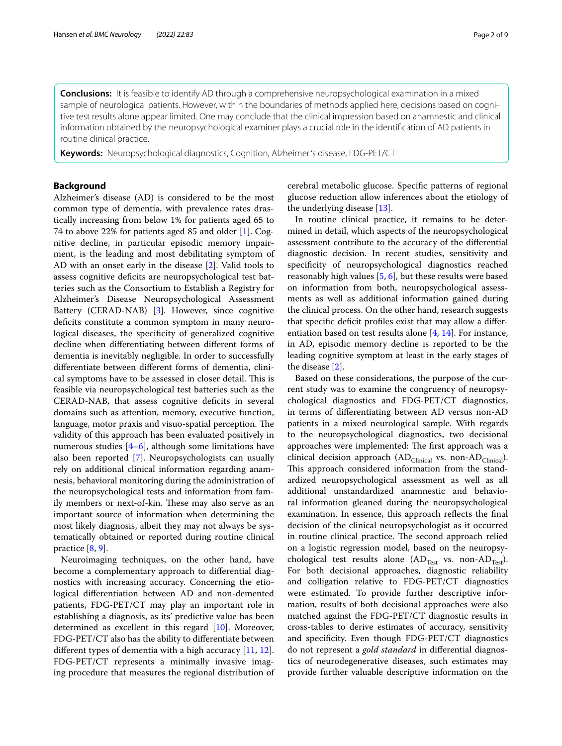**Conclusions:** It is feasible to identify AD through a comprehensive neuropsychological examination in a mixed sample of neurological patients. However, within the boundaries of methods applied here, decisions based on cognitive test results alone appear limited. One may conclude that the clinical impression based on anamnestic and clinical information obtained by the neuropsychological examiner plays a crucial role in the identification of AD patients in routine clinical practice.

**Keywords:** Neuropsychological diagnostics, Cognition, Alzheimer's disease, FDG-PET/CT

## Background

Alzheimer's disease (AD) is considered to be the most common type of dementia, with prevalence rates drastically increasing from below 1% for patients aged 65 to 74 to above 22% for patients aged 85 and older [1]. Cognitive decline, in particular episodic memory impairment, is the leading and most debilitating symptom of AD with an onset early in the disease [2]. Valid tools to assess cognitive deficits are neuropsychological test batteries such as the Consortium to Establish a Registry for Alzheimer's Disease Neuropsychological Assessment Battery (CERAD-NAB) [3]. However, since cognitive deficits constitute a common symptom in many neurological diseases, the specificity of generalized cognitive decline when differentiating between different forms of dementia is inevitably negligible. In order to successfully differentiate between different forms of dementia, clinical symptoms have to be assessed in closer detail. This is feasible via neuropsychological test batteries such as the CERAD-NAB, that assess cognitive deficits in several domains such as attention, memory, executive function, language, motor praxis and visuo-spatial perception. The validity of this approach has been evaluated positively in numerous studies [4–6], although some limitations have also been reported [7]. Neuropsychologists can usually rely on additional clinical information regarding anamnesis, behavioral monitoring during the administration of the neuropsychological tests and information from family members or next-of-kin. These may also serve as an important source of information when determining the most likely diagnosis, albeit they may not always be systematically obtained or reported during routine clinical practice [8, 9].

Neuroimaging techniques, on the other hand, have become a complementary approach to differential diagnostics with increasing accuracy. Concerning the etiological differentiation between AD and non-demented patients, FDG-PET/CT may play an important role in establishing a diagnosis, as its' predictive value has been determined as excellent in this regard [10]. Moreover, FDG-PET/CT also has the ability to differentiate between different types of dementia with a high accuracy [11, 12]. FDG-PET/CT represents a minimally invasive imaging procedure that measures the regional distribution of cerebral metabolic glucose. Specific patterns of regional glucose reduction allow inferences about the etiology of the underlying disease [13].

In routine clinical practice, it remains to be determined in detail, which aspects of the neuropsychological assessment contribute to the accuracy of the differential diagnostic decision. In recent studies, sensitivity and specificity of neuropsychological diagnostics reached reasonably high values [5, 6], but these results were based on information from both, neuropsychological assessments as well as additional information gained during the clinical process. On the other hand, research suggests that specific deficit profiles exist that may allow a differentiation based on test results alone [4, 14]. For instance, in AD, episodic memory decline is reported to be the leading cognitive symptom at least in the early stages of the disease [2].

Based on these considerations, the purpose of the current study was to examine the congruency of neuropsychological diagnostics and FDG-PET/CT diagnostics, in terms of differentiating between AD versus non-AD patients in a mixed neurological sample. With regards to the neuropsychological diagnostics, two decisional approaches were implemented: The first approach was a clinical decision approach ($AD_{Clinical}$ vs. non-$AD_{Clinical}$). This approach considered information from the standardized neuropsychological assessment as well as all additional unstandardized anamnestic and behavioral information gleaned during the neuropsychological examination. In essence, this approach reflects the final decision of the clinical neuropsychologist as it occurred in routine clinical practice. The second approach relied on a logistic regression model, based on the neuropsychological test results alone ($AD_{Test}$ vs. non-$AD_{Test}$). For both decisional approaches, diagnostic reliability and colligation relative to FDG-PET/CT diagnostics were estimated. To provide further descriptive information, results of both decisional approaches were also matched against the FDG-PET/CT diagnostic results in cross-tables to derive estimates of accuracy, sensitivity and specificity. Even though FDG-PET/CT diagnostics do not represent a *gold standard* in differential diagnostics of neurodegenerative diseases, such estimates may provide further valuable descriptive information on the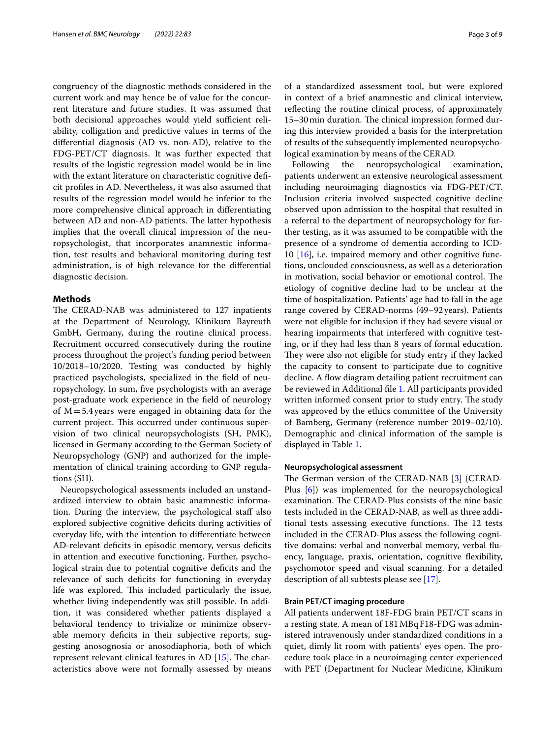congruency of the diagnostic methods considered in the current work and may hence be of value for the concurrent literature and future studies. It was assumed that both decisional approaches would yield sufficient reliability, colligation and predictive values in terms of the differential diagnosis (AD vs. non-AD), relative to the FDG-PET/CT diagnosis. It was further expected that results of the logistic regression model would be in line with the extant literature on characteristic cognitive deficit profiles in AD. Nevertheless, it was also assumed that results of the regression model would be inferior to the more comprehensive clinical approach in differentiating between AD and non-AD patients. The latter hypothesis implies that the overall clinical impression of the neuropsychologist, that incorporates anamnestic information, test results and behavioral monitoring during test administration, is of high relevance for the differential diagnostic decision.

## Methods

The CERAD-NAB was administered to 127 inpatients at the Department of Neurology, Klinikum Bayreuth GmbH, Germany, during the routine clinical process. Recruitment occurred consecutively during the routine process throughout the project's funding period between 10/2018–10/2020. Testing was conducted by highly practiced psychologists, specialized in the field of neuropsychology. In sum, five psychologists with an average post-graduate work experience in the field of neurology of M = 5.4 years were engaged in obtaining data for the current project. This occurred under continuous supervision of two clinical neuropsychologists (SH, PMK), licensed in Germany according to the German Society of Neuropsychology (GNP) and authorized for the implementation of clinical training according to GNP regulations (SH).

Neuropsychological assessments included an unstandardized interview to obtain basic anamnestic information. During the interview, the psychological staff also explored subjective cognitive deficits during activities of everyday life, with the intention to differentiate between AD-relevant deficits in episodic memory, versus deficits in attention and executive functioning. Further, psychological strain due to potential cognitive deficits and the relevance of such deficits for functioning in everyday life was explored. This included particularly the issue, whether living independently was still possible. In addition, it was considered whether patients displayed a behavioral tendency to trivialize or minimize observable memory deficits in their subjective reports, suggesting anosognosia or anosodiaphoria, both of which represent relevant clinical features in AD [15]. The characteristics above were not formally assessed by means of a standardized assessment tool, but were explored in context of a brief anamnestic and clinical interview, reflecting the routine clinical process, of approximately 15–30 min duration. The clinical impression formed during this interview provided a basis for the interpretation of results of the subsequently implemented neuropsychological examination by means of the CERAD.

Following the neuropsychological examination, patients underwent an extensive neurological assessment including neuroimaging diagnostics via FDG-PET/CT. Inclusion criteria involved suspected cognitive decline observed upon admission to the hospital that resulted in a referral to the department of neuropsychology for further testing, as it was assumed to be compatible with the presence of a syndrome of dementia according to ICD-10 [16], i.e. impaired memory and other cognitive functions, unclouded consciousness, as well as a deterioration in motivation, social behavior or emotional control. The etiology of cognitive decline had to be unclear at the time of hospitalization. Patients' age had to fall in the age range covered by CERAD-norms (49–92 years). Patients were not eligible for inclusion if they had severe visual or hearing impairments that interfered with cognitive testing, or if they had less than 8 years of formal education. They were also not eligible for study entry if they lacked the capacity to consent to participate due to cognitive decline. A flow diagram detailing patient recruitment can be reviewed in Additional file 1. All participants provided written informed consent prior to study entry. The study was approved by the ethics committee of the University of Bamberg, Germany (reference number 2019–02/10). Demographic and clinical information of the sample is displayed in Table 1.

### Neuropsychological assessment

The German version of the CERAD-NAB [3] (CERAD-Plus [6]) was implemented for the neuropsychological examination. The CERAD-Plus consists of the nine basic tests included in the CERAD-NAB, as well as three additional tests assessing executive functions. The 12 tests included in the CERAD-Plus assess the following cognitive domains: verbal and nonverbal memory, verbal fluency, language, praxis, orientation, cognitive flexibility, psychomotor speed and visual scanning. For a detailed description of all subtests please see [17].

### Brain PET/CT imaging procedure

All patients underwent 18F-FDG brain PET/CT scans in a resting state. A mean of 181 MBq F18-FDG was administered intravenously under standardized conditions in a quiet, dimly lit room with patients' eyes open. The procedure took place in a neuroimaging center experienced with PET (Department for Nuclear Medicine, Klinikum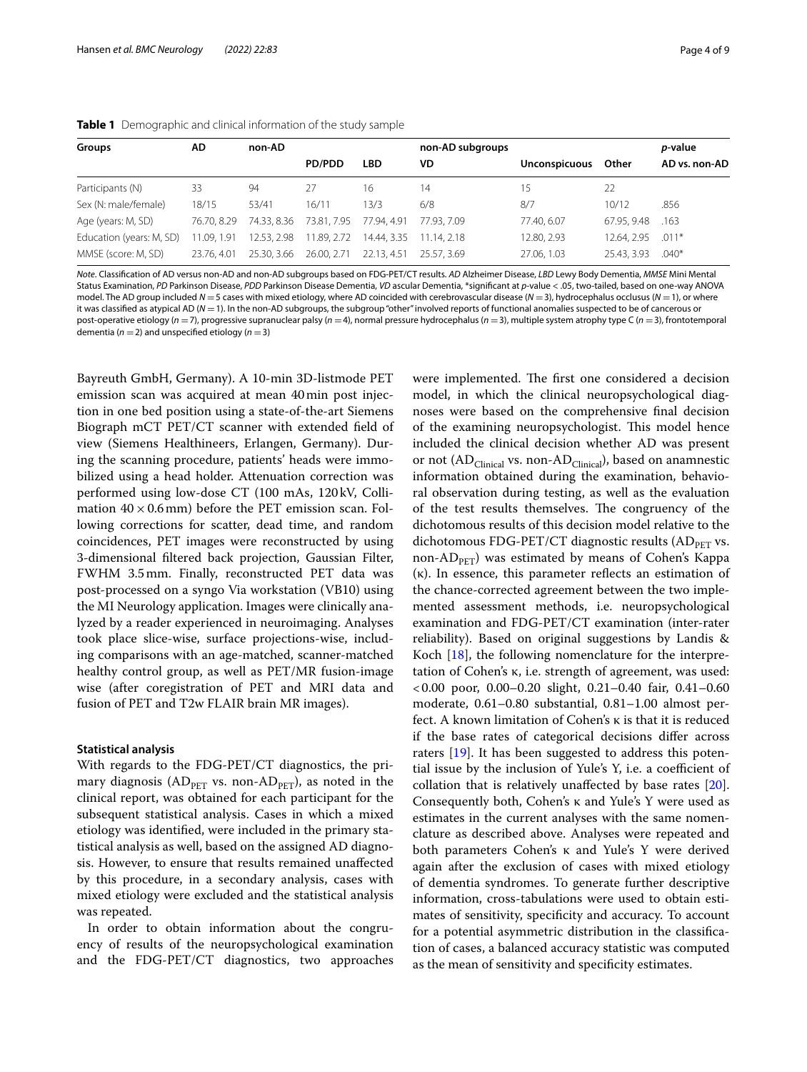**Table 1** Demographic and clinical information of the study sample

| Groups | AD | non-AD | non-AD subgroups | | | | | *p*-value |
|---|---|---|---|---|---|---|---|---|
| | | | PD/PDD | LBD | VD | Unconspicuous | Other | AD vs. non-AD |
| Participants (N) | 33 | 94 | 27 | 16 | 14 | 15 | 22 | |
| Sex (N: male/female) | 18/15 | 53/41 | 16/11 | 13/3 | 6/8 | 8/7 | 10/12 | .856 |
| Age (years: M, SD) | 76.70, 8.29 | 74.33, 8.36 | 73.81, 7.95 | 77.94, 4.91 | 77.93, 7.09 | 77.40, 6.07 | 67.95, 9.48 | .163 |
| Education (years: M, SD) | 11.09, 1.91 | 12.53, 2.98 | 11.89, 2.72 | 14.44, 3.35 | 11.14, 2.18 | 12.80, 2.93 | 12.64, 2.95 | .011* |
| MMSE (score: M, SD) | 23.76, 4.01 | 25.30, 3.66 | 26.00, 2.71 | 22.13, 4.51 | 25.57, 3.69 | 27.06, 1.03 | 25.43, 3.93 | .040* |

*Note*. Classification of AD versus non-AD and non-AD subgroups based on FDG-PET/CT results. *AD* Alzheimer Disease, *LBD* Lewy Body Dementia, *MMSE* Mini Mental Status Examination, *PD* Parkinson Disease, *PDD* Parkinson Disease Dementia, *VD* ascular Dementia, *significant at *p*-value < .05, two-tailed, based on one-way ANOVA model. The AD group included $N = 5$ cases with mixed etiology, where AD coincided with cerebrovascular disease ($N = 3$), hydrocephalus occlusus ($N = 1$), or where it was classified as atypical AD ($N = 1$). In the non-AD subgroups, the subgroup "other" involved reports of functional anomalies suspected to be of cancerous or post-operative etiology ($n = 7$), progressive supranuclear palsy ($n = 4$), normal pressure hydrocephalus ($n = 3$), multiple system atrophy type C ($n = 3$), frontotemporal dementia ($n = 2$) and unspecified etiology ($n = 3$)

Bayreuth GmbH, Germany). A 10-min 3D-listmode PET emission scan was acquired at mean 40 min post injection in one bed position using a state-of-the-art Siemens Biograph mCT PET/CT scanner with extended field of view (Siemens Healthineers, Erlangen, Germany). During the scanning procedure, patients' heads were immobilized using a head holder. Attenuation correction was performed using low-dose CT (100 mAs, 120 kV, Collimation $40 \times 0.6$ mm) before the PET emission scan. Following corrections for scatter, dead time, and random coincidences, PET images were reconstructed by using 3-dimensional filtered back projection, Gaussian Filter, FWHM 3.5 mm. Finally, reconstructed PET data was post-processed on a syngo Via workstation (VB10) using the MI Neurology application. Images were clinically analyzed by a reader experienced in neuroimaging. Analyses took place slice-wise, surface projections-wise, including comparisons with an age-matched, scanner-matched healthy control group, as well as PET/MR fusion-image wise (after coregistration of PET and MRI data and fusion of PET and T2w FLAIR brain MR images).

### Statistical analysis

With regards to the FDG-PET/CT diagnostics, the primary diagnosis ($AD_{PET}$ vs. non-$AD_{PET}$), as noted in the clinical report, was obtained for each participant for the subsequent statistical analysis. Cases in which a mixed etiology was identified, were included in the primary statistical analysis as well, based on the assigned AD diagnosis. However, to ensure that results remained unaffected by this procedure, in a secondary analysis, cases with mixed etiology were excluded and the statistical analysis was repeated.

In order to obtain information about the congruency of results of the neuropsychological examination and the FDG-PET/CT diagnostics, two approaches were implemented. The first one considered a decision model, in which the clinical neuropsychological diagnoses were based on the comprehensive final decision of the examining neuropsychologist. This model hence included the clinical decision whether AD was present or not ($AD_{Clinical}$ vs. non-$AD_{Clinical}$), based on anamnestic information obtained during the examination, behavioral observation during testing, as well as the evaluation of the test results themselves. The congruency of the dichotomous results of this decision model relative to the dichotomous FDG-PET/CT diagnostic results ($AD_{PET}$ vs. non-$AD_{PET}$) was estimated by means of Cohen's Kappa ($\kappa$). In essence, this parameter reflects an estimation of the chance-corrected agreement between the two implemented assessment methods, i.e. neuropsychological examination and FDG-PET/CT examination (inter-rater reliability). Based on original suggestions by Landis & Koch [18], the following nomenclature for the interpretation of Cohen's $\kappa$, i.e. strength of agreement, was used: <0.00 poor, 0.00–0.20 slight, 0.21–0.40 fair, 0.41–0.60 moderate, 0.61–0.80 substantial, 0.81–1.00 almost perfect. A known limitation of Cohen's $\kappa$ is that it is reduced if the base rates of categorical decisions differ across raters [19]. It has been suggested to address this potential issue by the inclusion of Yule's Y, i.e. a coefficient of collation that is relatively unaffected by base rates [20]. Consequently both, Cohen's $\kappa$ and Yule's Y were used as estimates in the current analyses with the same nomenclature as described above. Analyses were repeated and both parameters Cohen's $\kappa$ and Yule's Y were derived again after the exclusion of cases with mixed etiology of dementia syndromes. To generate further descriptive information, cross-tabulations were used to obtain estimates of sensitivity, specificity and accuracy. To account for a potential asymmetric distribution in the classification of cases, a balanced accuracy statistic was computed as the mean of sensitivity and specificity estimates.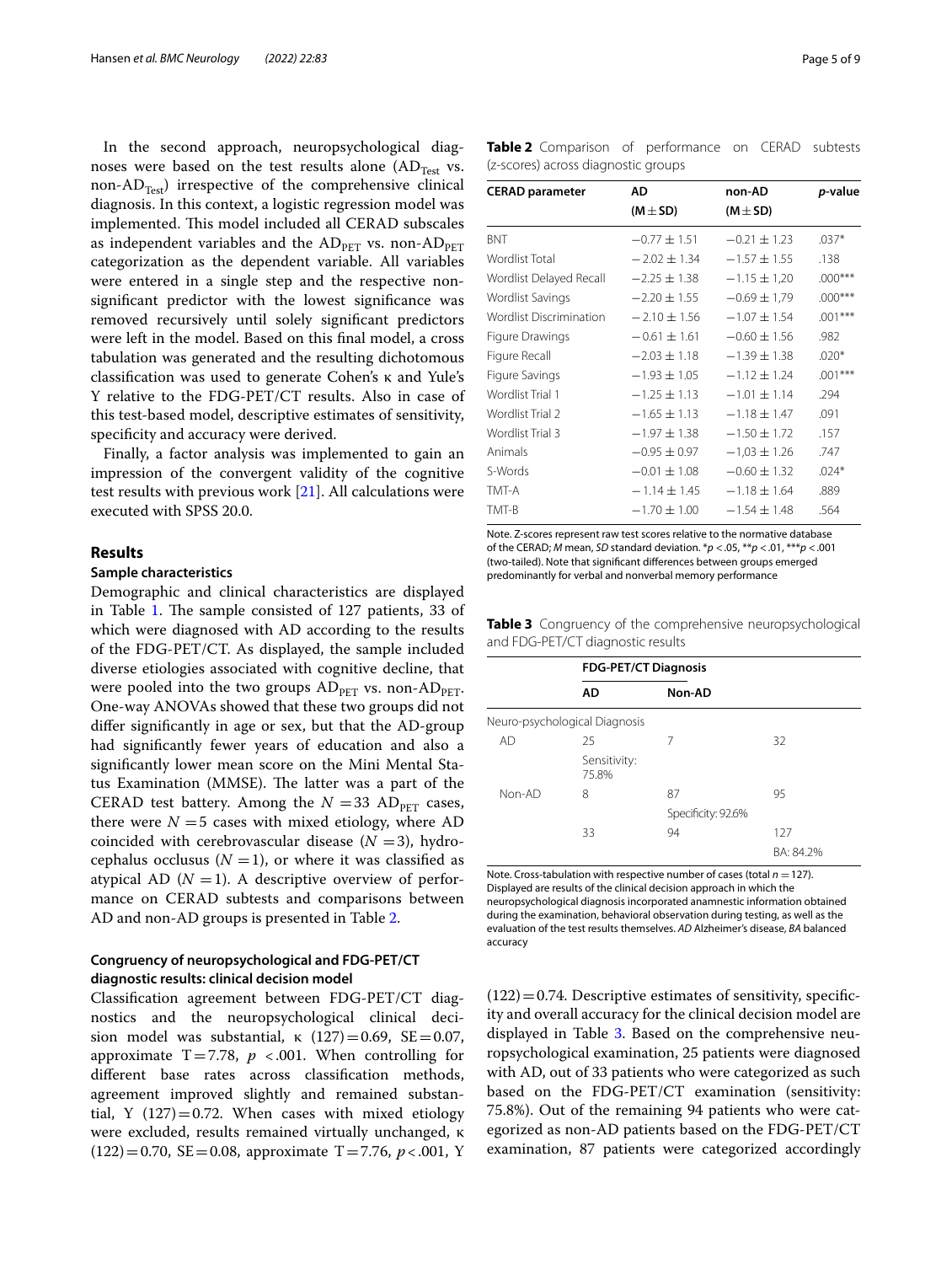In the second approach, neuropsychological diagnoses were based on the test results alone ($AD_{Test}$ vs. non-$AD_{Test}$) irrespective of the comprehensive clinical diagnosis. In this context, a logistic regression model was implemented. This model included all CERAD subscales as independent variables and the $AD_{PET}$ vs. non-$AD_{PET}$ categorization as the dependent variable. All variables were entered in a single step and the respective non-significant predictor with the lowest significance was removed recursively until solely significant predictors were left in the model. Based on this final model, a cross tabulation was generated and the resulting dichotomous classification was used to generate Cohen's κ and Yule's Y relative to the FDG-PET/CT results. Also in case of this test-based model, descriptive estimates of sensitivity, specificity and accuracy were derived.

Finally, a factor analysis was implemented to gain an impression of the convergent validity of the cognitive test results with previous work [21]. All calculations were executed with SPSS 20.0.

## Results

### Sample characteristics

Demographic and clinical characteristics are displayed in Table 1. The sample consisted of 127 patients, 33 of which were diagnosed with AD according to the results of the FDG-PET/CT. As displayed, the sample included diverse etiologies associated with cognitive decline, that were pooled into the two groups $AD_{PET}$ vs. non-$AD_{PET}$. One-way ANOVAs showed that these two groups did not differ significantly in age or sex, but that the AD-group had significantly fewer years of education and also a significantly lower mean score on the Mini Mental Status Examination (MMSE). The latter was a part of the CERAD test battery. Among the $N = 33$ $AD_{PET}$ cases, there were $N = 5$ cases with mixed etiology, where AD coincided with cerebrovascular disease ($N = 3$), hydrocephalus occlusus ($N = 1$), or where it was classified as atypical AD ($N = 1$). A descriptive overview of performance on CERAD subtests and comparisons between AD and non-AD groups is presented in Table 2.

**Table 2** Comparison of performance on CERAD subtests (z-scores) across diagnostic groups

| CERAD parameter | AD (M ± SD) | non-AD (M ± SD) | *p*-value |
|---|---|---|---|
| BNT | −0.77 ± 1.51 | −0.21 ± 1.23 | .037* |
| Wordlist Total | −2.02 ± 1.34 | −1.57 ± 1.55 | .138 |
| Wordlist Delayed Recall | −2.25 ± 1.38 | −1.15 ± 1,20 | .000*** |
| Wordlist Savings | −2.20 ± 1.55 | −0.69 ± 1,79 | .000*** |
| Wordlist Discrimination | −2.10 ± 1.56 | −1.07 ± 1.54 | .001*** |
| Figure Drawings | −0.61 ± 1.61 | −0.60 ± 1.56 | .982 |
| Figure Recall | −2.03 ± 1.18 | −1.39 ± 1.38 | .020* |
| Figure Savings | −1.93 ± 1.05 | −1.12 ± 1.24 | .001*** |
| Wordlist Trial 1 | −1.25 ± 1.13 | −1.01 ± 1.14 | .294 |
| Wordlist Trial 2 | −1.65 ± 1.13 | −1.18 ± 1.47 | .091 |
| Wordlist Trial 3 | −1.97 ± 1.38 | −1.50 ± 1.72 | .157 |
| Animals | −0.95 ± 0.97 | −1,03 ± 1.26 | .747 |
| S-Words | −0.01 ± 1.08 | −0.60 ± 1.32 | .024* |
| TMT-A | −1.14 ± 1.45 | −1.18 ± 1.64 | .889 |
| TMT-B | −1.70 ± 1.00 | −1.54 ± 1.48 | .564 |

Note. Z-scores represent raw test scores relative to the normative database of the CERAD; *M* mean, *SD* standard deviation. *$p < .05$, **$p < .01$, ***$p < .001$ (two-tailed). Note that significant differences between groups emerged predominantly for verbal and nonverbal memory performance

**Table 3** Congruency of the comprehensive neuropsychological and FDG-PET/CT diagnostic results

| | FDG-PET/CT Diagnosis | | |
|---|---|---|---|
| | AD | Non-AD | |
| Neuro-psychological Diagnosis | | | |
| AD | 25<br>Sensitivity: 75.8% | 7 | 32 |
| Non-AD | 8 | 87<br>Specificity: 92.6% | 95 |
| | 33 | 94 | 127<br>BA: 84.2% |

Note. Cross-tabulation with respective number of cases (total $n = 127$). Displayed are results of the clinical decision approach in which the neuropsychological diagnosis incorporated anamnestic information obtained during the examination, behavioral observation during testing, as well as the evaluation of the test results themselves. *AD* Alzheimer's disease, *BA* balanced accuracy

### Congruency of neuropsychological and FDG-PET/CT diagnostic results: clinical decision model

Classification agreement between FDG-PET/CT diagnostics and the neuropsychological clinical decision model was substantial, κ $(127) = 0.69$, $SE = 0.07$, approximate $T = 7.78$, $p < .001$. When controlling for different base rates across classification methods, agreement improved slightly and remained substantial, Y $(127) = 0.72$. When cases with mixed etiology were excluded, results remained virtually unchanged, κ $(122) = 0.70$, $SE = 0.08$, approximate $T = 7.76$, $p < .001$, Y $(122) = 0.74$. Descriptive estimates of sensitivity, specificity and overall accuracy for the clinical decision model are displayed in Table 3. Based on the comprehensive neuropsychological examination, 25 patients were diagnosed with AD, out of 33 patients who were categorized as such based on the FDG-PET/CT examination (sensitivity: 75.8%). Out of the remaining 94 patients who were categorized as non-AD patients based on the FDG-PET/CT examination, 87 patients were categorized accordingly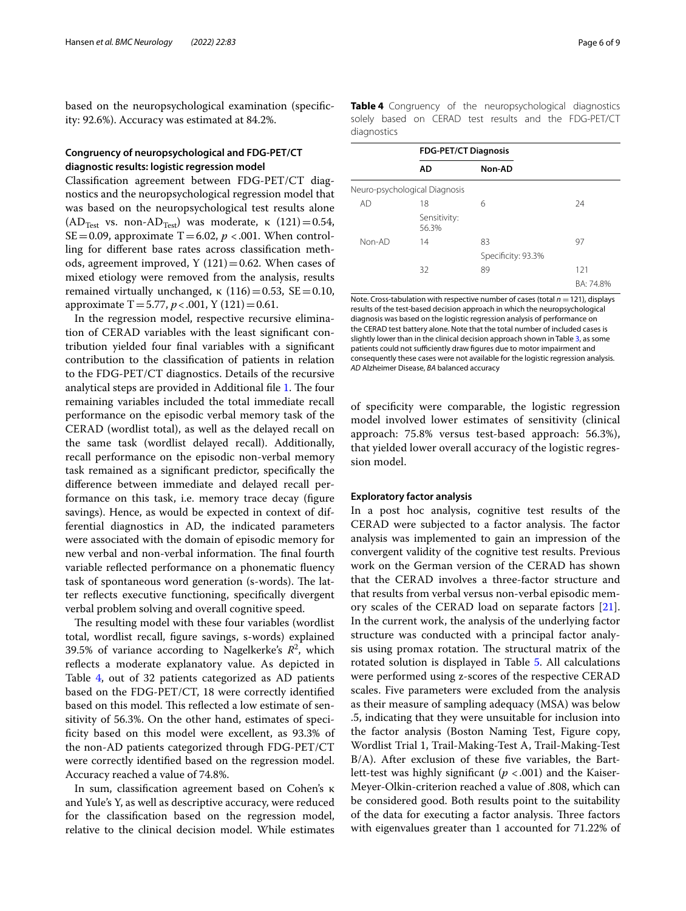based on the neuropsychological examination (specificity: 92.6%). Accuracy was estimated at 84.2%.

### Congruency of neuropsychological and FDG-PET/CT diagnostic results: logistic regression model

Classification agreement between FDG-PET/CT diagnostics and the neuropsychological regression model that was based on the neuropsychological test results alone ($AD_{Test}$ vs. non-$AD_{Test}$) was moderate, κ (121) = 0.54, SE = 0.09, approximate T = 6.02, $p < .001$. When controlling for different base rates across classification methods, agreement improved, Y (121) = 0.62. When cases of mixed etiology were removed from the analysis, results remained virtually unchanged, κ (116) = 0.53, SE = 0.10, approximate T = 5.77, $p < .001$, Y (121) = 0.61.

In the regression model, respective recursive elimination of CERAD variables with the least significant contribution yielded four final variables with a significant contribution to the classification of patients in relation to the FDG-PET/CT diagnostics. Details of the recursive analytical steps are provided in Additional file 1. The four remaining variables included the total immediate recall performance on the episodic verbal memory task of the CERAD (wordlist total), as well as the delayed recall on the same task (wordlist delayed recall). Additionally, recall performance on the episodic non-verbal memory task remained as a significant predictor, specifically the difference between immediate and delayed recall performance on this task, i.e. memory trace decay (figure savings). Hence, as would be expected in context of differential diagnostics in AD, the indicated parameters were associated with the domain of episodic memory for new verbal and non-verbal information. The final fourth variable reflected performance on a phonematic fluency task of spontaneous word generation (s-words). The latter reflects executive functioning, specifically divergent verbal problem solving and overall cognitive speed.

The resulting model with these four variables (wordlist total, wordlist recall, figure savings, s-words) explained 39.5% of variance according to Nagelkerke's $R^2$, which reflects a moderate explanatory value. As depicted in Table 4, out of 32 patients categorized as AD patients based on the FDG-PET/CT, 18 were correctly identified based on this model. This reflected a low estimate of sensitivity of 56.3%. On the other hand, estimates of specificity based on this model were excellent, as 93.3% of the non-AD patients categorized through FDG-PET/CT were correctly identified based on the regression model. Accuracy reached a value of 74.8%.

In sum, classification agreement based on Cohen's κ and Yule's Y, as well as descriptive accuracy, were reduced for the classification based on the regression model, relative to the clinical decision model. While estimates of specificity were comparable, the logistic regression model involved lower estimates of sensitivity (clinical approach: 75.8% versus test-based approach: 56.3%), that yielded lower overall accuracy of the logistic regression model.

**Table 4** Congruency of the neuropsychological diagnostics solely based on CERAD test results and the FDG-PET/CT diagnostics

| | FDG-PET/CT Diagnosis | | |
|---|---|---|---|
| | AD | Non-AD | |
| Neuro-psychological Diagnosis | | | |
| AD | 18 | 6 | 24 |
| | Sensitivity: 56.3% | | |
| Non-AD | 14 | 83 | 97 |
| | | Specificity: 93.3% | |
| | 32 | 89 | 121 |
| | | | BA: 74.8% |

Note. Cross-tabulation with respective number of cases (total $n = 121$), displays results of the test-based decision approach in which the neuropsychological diagnosis was based on the logistic regression analysis of performance on the CERAD test battery alone. Note that the total number of included cases is slightly lower than in the clinical decision approach shown in Table 3, as some patients could not sufficiently draw figures due to motor impairment and consequently these cases were not available for the logistic regression analysis. *AD* Alzheimer Disease, *BA* balanced accuracy

### Exploratory factor analysis

In a post hoc analysis, cognitive test results of the CERAD were subjected to a factor analysis. The factor analysis was implemented to gain an impression of the convergent validity of the cognitive test results. Previous work on the German version of the CERAD has shown that the CERAD involves a three-factor structure and that results from verbal versus non-verbal episodic memory scales of the CERAD load on separate factors [21]. In the current work, the analysis of the underlying factor structure was conducted with a principal factor analysis using promax rotation. The structural matrix of the rotated solution is displayed in Table 5. All calculations were performed using z-scores of the respective CERAD scales. Five parameters were excluded from the analysis as their measure of sampling adequacy (MSA) was below .5, indicating that they were unsuitable for inclusion into the factor analysis (Boston Naming Test, Figure copy, Wordlist Trial 1, Trail-Making-Test A, Trail-Making-Test B/A). After exclusion of these five variables, the Bartlett-test was highly significant ($p < .001$) and the Kaiser-Meyer-Olkin-criterion reached a value of .808, which can be considered good. Both results point to the suitability of the data for executing a factor analysis. Three factors with eigenvalues greater than 1 accounted for 71.22% of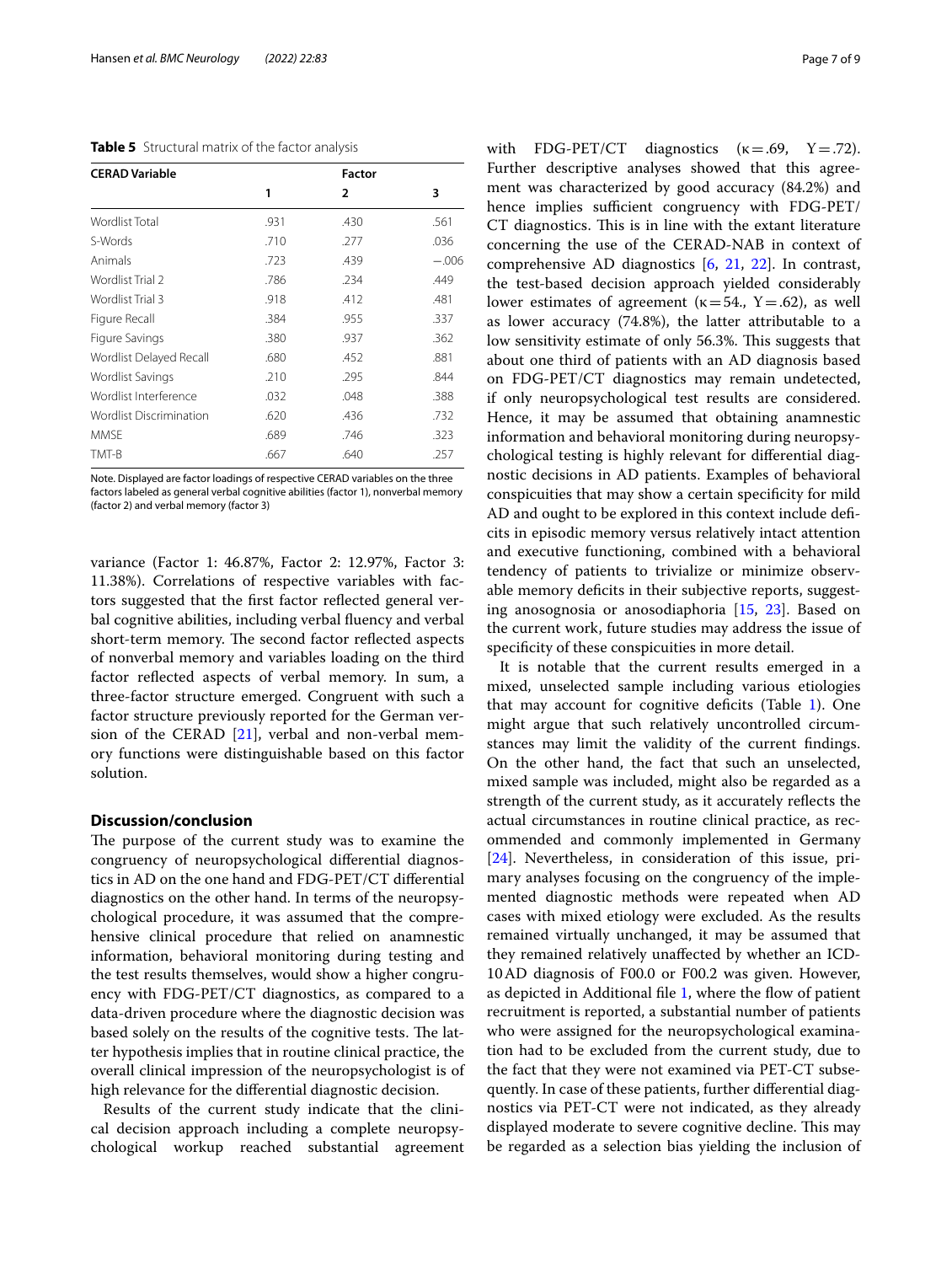**Table 5** Structural matrix of the factor analysis

| CERAD Variable | Factor | | |
|---|---|---|---|
| | 1 | 2 | 3 |
| Wordlist Total | .931 | .430 | .561 |
| S-Words | .710 | .277 | .036 |
| Animals | .723 | .439 | −.006 |
| Wordlist Trial 2 | .786 | .234 | .449 |
| Wordlist Trial 3 | .918 | .412 | .481 |
| Figure Recall | .384 | .955 | .337 |
| Figure Savings | .380 | .937 | .362 |
| Wordlist Delayed Recall | .680 | .452 | .881 |
| Wordlist Savings | .210 | .295 | .844 |
| Wordlist Interference | .032 | .048 | .388 |
| Wordlist Discrimination | .620 | .436 | .732 |
| MMSE | .689 | .746 | .323 |
| TMT-B | .667 | .640 | .257 |

Note. Displayed are factor loadings of respective CERAD variables on the three factors labeled as general verbal cognitive abilities (factor 1), nonverbal memory (factor 2) and verbal memory (factor 3)

variance (Factor 1: 46.87%, Factor 2: 12.97%, Factor 3: 11.38%). Correlations of respective variables with factors suggested that the first factor reflected general verbal cognitive abilities, including verbal fluency and verbal short-term memory. The second factor reflected aspects of nonverbal memory and variables loading on the third factor reflected aspects of verbal memory. In sum, a three-factor structure emerged. Congruent with such a factor structure previously reported for the German version of the CERAD [21], verbal and non-verbal memory functions were distinguishable based on this factor solution.

## Discussion/conclusion

The purpose of the current study was to examine the congruency of neuropsychological differential diagnostics in AD on the one hand and FDG-PET/CT differential diagnostics on the other hand. In terms of the neuropsychological procedure, it was assumed that the comprehensive clinical procedure that relied on anamnestic information, behavioral monitoring during testing and the test results themselves, would show a higher congruency with FDG-PET/CT diagnostics, as compared to a data-driven procedure where the diagnostic decision was based solely on the results of the cognitive tests. The latter hypothesis implies that in routine clinical practice, the overall clinical impression of the neuropsychologist is of high relevance for the differential diagnostic decision.

Results of the current study indicate that the clinical decision approach including a complete neuropsychological workup reached substantial agreement with FDG-PET/CT diagnostics ($\kappa = .69$, $\Upsilon = .72$). Further descriptive analyses showed that this agreement was characterized by good accuracy (84.2%) and hence implies sufficient congruency with FDG-PET/CT diagnostics. This is in line with the extant literature concerning the use of the CERAD-NAB in context of comprehensive AD diagnostics [6, 21, 22]. In contrast, the test-based decision approach yielded considerably lower estimates of agreement ($\kappa = 54.$, $\Upsilon = .62$), as well as lower accuracy (74.8%), the latter attributable to a low sensitivity estimate of only 56.3%. This suggests that about one third of patients with an AD diagnosis based on FDG-PET/CT diagnostics may remain undetected, if only neuropsychological test results are considered. Hence, it may be assumed that obtaining anamnestic information and behavioral monitoring during neuropsychological testing is highly relevant for differential diagnostic decisions in AD patients. Examples of behavioral conspicuities that may show a certain specificity for mild AD and ought to be explored in this context include deficits in episodic memory versus relatively intact attention and executive functioning, combined with a behavioral tendency of patients to trivialize or minimize observable memory deficits in their subjective reports, suggesting anosognosia or anosodiaphoria [15, 23]. Based on the current work, future studies may address the issue of specificity of these conspicuities in more detail.

It is notable that the current results emerged in a mixed, unselected sample including various etiologies that may account for cognitive deficits (Table 1). One might argue that such relatively uncontrolled circumstances may limit the validity of the current findings. On the other hand, the fact that such an unselected, mixed sample was included, might also be regarded as a strength of the current study, as it accurately reflects the actual circumstances in routine clinical practice, as recommended and commonly implemented in Germany [24]. Nevertheless, in consideration of this issue, primary analyses focusing on the congruency of the implemented diagnostic methods were repeated when AD cases with mixed etiology were excluded. As the results remained virtually unchanged, it may be assumed that they remained relatively unaffected by whether an ICD-10AD diagnosis of F00.0 or F00.2 was given. However, as depicted in Additional file 1, where the flow of patient recruitment is reported, a substantial number of patients who were assigned for the neuropsychological examination had to be excluded from the current study, due to the fact that they were not examined via PET-CT subsequently. In case of these patients, further differential diagnostics via PET-CT were not indicated, as they already displayed moderate to severe cognitive decline. This may be regarded as a selection bias yielding the inclusion of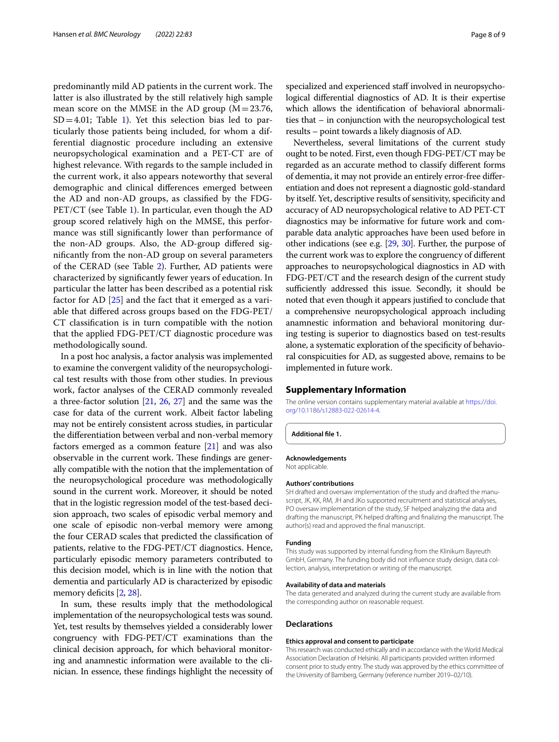predominantly mild AD patients in the current work. The latter is also illustrated by the still relatively high sample mean score on the MMSE in the AD group ($M = 23.76$, $SD = 4.01$; Table 1). Yet this selection bias led to particularly those patients being included, for whom a differential diagnostic procedure including an extensive neuropsychological examination and a PET-CT are of highest relevance. With regards to the sample included in the current work, it also appears noteworthy that several demographic and clinical differences emerged between the AD and non-AD groups, as classified by the FDG-PET/CT (see Table 1). In particular, even though the AD group scored relatively high on the MMSE, this performance was still significantly lower than performance of the non-AD groups. Also, the AD-group differed significantly from the non-AD group on several parameters of the CERAD (see Table 2). Further, AD patients were characterized by significantly fewer years of education. In particular the latter has been described as a potential risk factor for AD [25] and the fact that it emerged as a variable that differed across groups based on the FDG-PET/CT classification is in turn compatible with the notion that the applied FDG-PET/CT diagnostic procedure was methodologically sound.

In a post hoc analysis, a factor analysis was implemented to examine the convergent validity of the neuropsychological test results with those from other studies. In previous work, factor analyses of the CERAD commonly revealed a three-factor solution [21, 26, 27] and the same was the case for data of the current work. Albeit factor labeling may not be entirely consistent across studies, in particular the differentiation between verbal and non-verbal memory factors emerged as a common feature [21] and was also observable in the current work. These findings are generally compatible with the notion that the implementation of the neuropsychological procedure was methodologically sound in the current work. Moreover, it should be noted that in the logistic regression model of the test-based decision approach, two scales of episodic verbal memory and one scale of episodic non-verbal memory were among the four CERAD scales that predicted the classification of patients, relative to the FDG-PET/CT diagnostics. Hence, particularly episodic memory parameters contributed to this decision model, which is in line with the notion that dementia and particularly AD is characterized by episodic memory deficits [2, 28].

In sum, these results imply that the methodological implementation of the neuropsychological tests was sound. Yet, test results by themselves yielded a considerably lower congruency with FDG-PET/CT examinations than the clinical decision approach, for which behavioral monitoring and anamnestic information were available to the clinician. In essence, these findings highlight the necessity of specialized and experienced staff involved in neuropsychological differential diagnostics of AD. It is their expertise which allows the identification of behavioral abnormalities that – in conjunction with the neuropsychological test results – point towards a likely diagnosis of AD.

Nevertheless, several limitations of the current study ought to be noted. First, even though FDG-PET/CT may be regarded as an accurate method to classify different forms of dementia, it may not provide an entirely error-free differentiation and does not represent a diagnostic gold-standard by itself. Yet, descriptive results of sensitivity, specificity and accuracy of AD neuropsychological relative to AD PET-CT diagnostics may be informative for future work and comparable data analytic approaches have been used before in other indications (see e.g. [29, 30]. Further, the purpose of the current work was to explore the congruency of different approaches to neuropsychological diagnostics in AD with FDG-PET/CT and the research design of the current study sufficiently addressed this issue. Secondly, it should be noted that even though it appears justified to conclude that a comprehensive neuropsychological approach including anamnestic information and behavioral monitoring during testing is superior to diagnostics based on test-results alone, a systematic exploration of the specificity of behavioral conspicuities for AD, as suggested above, remains to be implemented in future work.

## Supplementary Information

The online version contains supplementary material available at https://doi.org/10.1186/s12883-022-02614-4.

**Additional file 1.**

#### Acknowledgements

Not applicable.

#### Authors' contributions

SH drafted and oversaw implementation of the study and drafted the manuscript, JK, KK, RM, JH and JKo supported recruitment and statistical analyses, PO oversaw implementation of the study, SF helped analyzing the data and drafting the manuscript, PK helped drafting and finalizing the manuscript. The author(s) read and approved the final manuscript.

#### Funding

This study was supported by internal funding from the Klinikum Bayreuth GmbH, Germany. The funding body did not influence study design, data collection, analysis, interpretation or writing of the manuscript.

#### Availability of data and materials

The data generated and analyzed during the current study are available from the corresponding author on reasonable request.

### Declarations

#### Ethics approval and consent to participate

This research was conducted ethically and in accordance with the World Medical Association Declaration of Helsinki. All participants provided written informed consent prior to study entry. The study was approved by the ethics committee of the University of Bamberg, Germany (reference number 2019–02/10).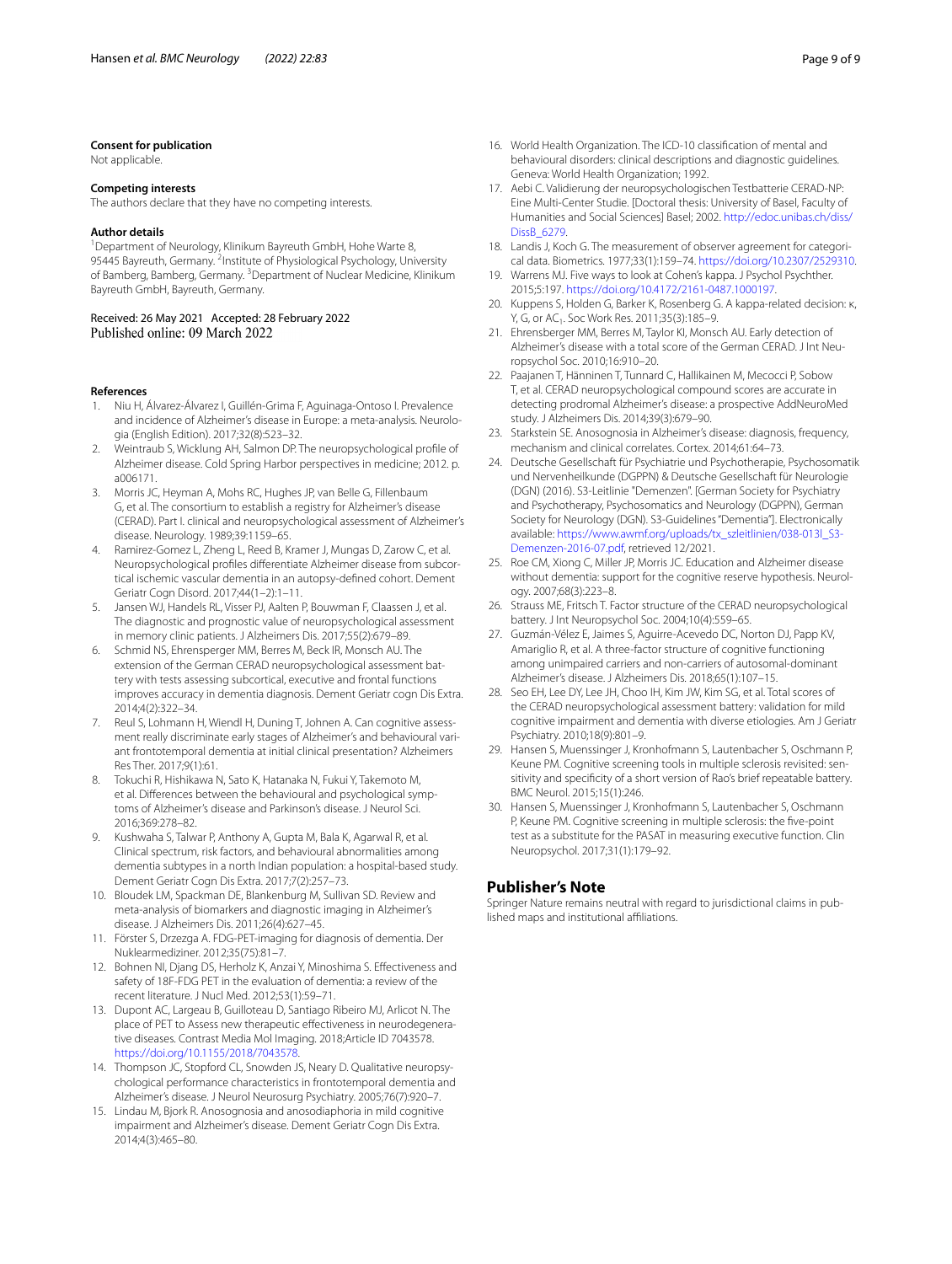### Consent for publication

Not applicable.

### Competing interests

The authors declare that they have no competing interests.

### Author details

[1]Department of Neurology, Klinikum Bayreuth GmbH, Hohe Warte 8, 95445 Bayreuth, Germany. [2]Institute of Physiological Psychology, University of Bamberg, Bamberg, Germany. [3]Department of Nuclear Medicine, Klinikum Bayreuth GmbH, Bayreuth, Germany.

Received: 26 May 2021 Accepted: 28 February 2022
Published online: 09 March 2022

### References

1. Niu H, Álvarez-Álvarez I, Guillén-Grima F, Aguinaga-Ontoso I. Prevalence and incidence of Alzheimer's disease in Europe: a meta-analysis. Neurologia (English Edition). 2017;32(8):523–32.
2. Weintraub S, Wicklung AH, Salmon DP. The neuropsychological profile of Alzheimer disease. Cold Spring Harbor perspectives in medicine; 2012. p. a006171.
3. Morris JC, Heyman A, Mohs RC, Hughes JP, van Belle G, Fillenbaum G, et al. The consortium to establish a registry for Alzheimer's disease (CERAD). Part I. clinical and neuropsychological assessment of Alzheimer's disease. Neurology. 1989;39:1159–65.
4. Ramirez-Gomez L, Zheng L, Reed B, Kramer J, Mungas D, Zarow C, et al. Neuropsychological profiles differentiate Alzheimer disease from subcortical ischemic vascular dementia in an autopsy-defined cohort. Dement Geriatr Cogn Disord. 2017;44(1–2):1–11.
5. Jansen WJ, Handels RL, Visser PJ, Aalten P, Bouwman F, Claassen J, et al. The diagnostic and prognostic value of neuropsychological assessment in memory clinic patients. J Alzheimers Dis. 2017;55(2):679–89.
6. Schmid NS, Ehrensperger MM, Berres M, Beck IR, Monsch AU. The extension of the German CERAD neuropsychological assessment battery with tests assessing subcortical, executive and frontal functions improves accuracy in dementia diagnosis. Dement Geriatr cogn Dis Extra. 2014;4(2):322–34.
7. Reul S, Lohmann H, Wiendl H, Duning T, Johnen A. Can cognitive assessment really discriminate early stages of Alzheimer's and behavioural variant frontotemporal dementia at initial clinical presentation? Alzheimers Res Ther. 2017;9(1):61.
8. Tokuchi R, Hishikawa N, Sato K, Hatanaka N, Fukui Y, Takemoto M, et al. Differences between the behavioural and psychological symptoms of Alzheimer's disease and Parkinson's disease. J Neurol Sci. 2016;369:278–82.
9. Kushwaha S, Talwar P, Anthony A, Gupta M, Bala K, Agarwal R, et al. Clinical spectrum, risk factors, and behavioural abnormalities among dementia subtypes in a north Indian population: a hospital-based study. Dement Geriatr Cogn Dis Extra. 2017;7(2):257–73.
10. Bloudek LM, Spackman DE, Blankenburg M, Sullivan SD. Review and meta-analysis of biomarkers and diagnostic imaging in Alzheimer's disease. J Alzheimers Dis. 2011;26(4):627–45.
11. Förster S, Drzezga A. FDG-PET-imaging for diagnosis of dementia. Der Nuklearmediziner. 2012;35(75):81–7.
12. Bohnen NI, Djang DS, Herholz K, Anzai Y, Minoshima S. Effectiveness and safety of 18F-FDG PET in the evaluation of dementia: a review of the recent literature. J Nucl Med. 2012;53(1):59–71.
13. Dupont AC, Largeau B, Guilloteau D, Santiago Ribeiro MJ, Arlicot N. The place of PET to Assess new therapeutic effectiveness in neurodegenerative diseases. Contrast Media Mol Imaging. 2018;Article ID 7043578. https://doi.org/10.1155/2018/7043578.
14. Thompson JC, Stopford CL, Snowden JS, Neary D. Qualitative neuropsychological performance characteristics in frontotemporal dementia and Alzheimer's disease. J Neurol Neurosurg Psychiatry. 2005;76(7):920–7.
15. Lindau M, Bjork R. Anosognosia and anosodiaphoria in mild cognitive impairment and Alzheimer's disease. Dement Geriatr Cogn Dis Extra. 2014;4(3):465–80.
16. World Health Organization. The ICD-10 classification of mental and behavioural disorders: clinical descriptions and diagnostic guidelines. Geneva: World Health Organization; 1992.
17. Aebi C. Validierung der neuropsychologischen Testbatterie CERAD-NP: Eine Multi-Center Studie. [Doctoral thesis: University of Basel, Faculty of Humanities and Social Sciences] Basel; 2002. http://edoc.unibas.ch/diss/DissB_6279.
18. Landis J, Koch G. The measurement of observer agreement for categorical data. Biometrics. 1977;33(1):159–74. https://doi.org/10.2307/2529310.
19. Warrens MJ. Five ways to look at Cohen's kappa. J Psychol Psychther. 2015;5:197. https://doi.org/10.4172/2161-0487.1000197.
20. Kuppens S, Holden G, Barker K, Rosenberg G. A kappa-related decision: κ, Y, G, or $AC_1$. Soc Work Res. 2011;35(3):185–9.
21. Ehrensberger MM, Berres M, Taylor KI, Monsch AU. Early detection of Alzheimer's disease with a total score of the German CERAD. J Int Neuropsychol Soc. 2010;16:910–20.
22. Paajanen T, Hänninen T, Tunnard C, Hallikainen M, Mecocci P, Sobow T, et al. CERAD neuropsychological compound scores are accurate in detecting prodromal Alzheimer's disease: a prospective AddNeuroMed study. J Alzheimers Dis. 2014;39(3):679–90.
23. Starkstein SE. Anosognosia in Alzheimer's disease: diagnosis, frequency, mechanism and clinical correlates. Cortex. 2014;61:64–73.
24. Deutsche Gesellschaft für Psychiatrie und Psychotherapie, Psychosomatik und Nervenheilkunde (DGPPN) & Deutsche Gesellschaft für Neurologie (DGN) (2016). S3-Leitlinie "Demenzen". [German Society for Psychiatry and Psychotherapy, Psychosomatics and Neurology (DGPPN), German Society for Neurology (DGN). S3-Guidelines "Dementia"]. Electronically available: https://www.awmf.org/uploads/tx_szleitlinien/038-013l_S3-Demenzen-2016-07.pdf, retrieved 12/2021.
25. Roe CM, Xiong C, Miller JP, Morris JC. Education and Alzheimer disease without dementia: support for the cognitive reserve hypothesis. Neurology. 2007;68(3):223–8.
26. Strauss ME, Fritsch T. Factor structure of the CERAD neuropsychological battery. J Int Neuropsychol Soc. 2004;10(4):559–65.
27. Guzmán-Vélez E, Jaimes S, Aguirre-Acevedo DC, Norton DJ, Papp KV, Amariglio R, et al. A three-factor structure of cognitive functioning among unimpaired carriers and non-carriers of autosomal-dominant Alzheimer's disease. J Alzheimers Dis. 2018;65(1):107–15.
28. Seo EH, Lee DY, Lee JH, Choo IH, Kim JW, Kim SG, et al. Total scores of the CERAD neuropsychological assessment battery: validation for mild cognitive impairment and dementia with diverse etiologies. Am J Geriatr Psychiatry. 2010;18(9):801–9.
29. Hansen S, Muenssinger J, Kronhofmann S, Lautenbacher S, Oschmann P, Keune PM. Cognitive screening tools in multiple sclerosis revisited: sensitivity and specificity of a short version of Rao's brief repeatable battery. BMC Neurol. 2015;15(1):246.
30. Hansen S, Muenssinger J, Kronhofmann S, Lautenbacher S, Oschmann P, Keune PM. Cognitive screening in multiple sclerosis: the five-point test as a substitute for the PASAT in measuring executive function. Clin Neuropsychol. 2017;31(1):179–92.

## Publisher's Note

Springer Nature remains neutral with regard to jurisdictional claims in published maps and institutional affiliations.